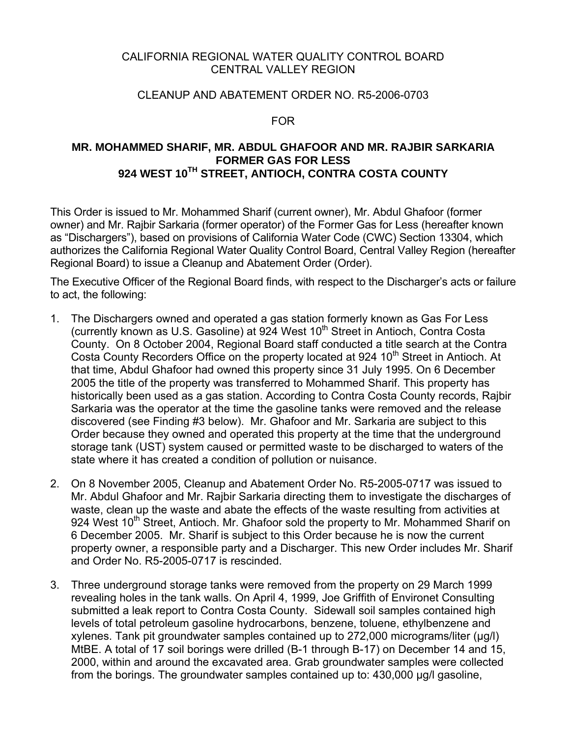CALIFORNIA REGIONAL WATER QUALITY CONTROL BOARD
CENTRAL VALLEY REGION

CLEANUP AND ABATEMENT ORDER NO. R5-2006-0703

FOR

**MR. MOHAMMED SHARIF, MR. ABDUL GHAFOOR AND MR. RAJBIR SARKARIA**
**FORMER GAS FOR LESS**
**924 WEST 10TH STREET, ANTIOCH, CONTRA COSTA COUNTY**

This Order is issued to Mr. Mohammed Sharif (current owner), Mr. Abdul Ghafoor (former owner) and Mr. Rajbir Sarkaria (former operator) of the Former Gas for Less (hereafter known as "Dischargers"), based on provisions of California Water Code (CWC) Section 13304, which authorizes the California Regional Water Quality Control Board, Central Valley Region (hereafter Regional Board) to issue a Cleanup and Abatement Order (Order).

The Executive Officer of the Regional Board finds, with respect to the Discharger's acts or failure to act, the following:

1. The Dischargers owned and operated a gas station formerly known as Gas For Less (currently known as U.S. Gasoline) at 924 West 10th Street in Antioch, Contra Costa County. On 8 October 2004, Regional Board staff conducted a title search at the Contra Costa County Recorders Office on the property located at 924 10th Street in Antioch. At that time, Abdul Ghafoor had owned this property since 31 July 1995. On 6 December 2005 the title of the property was transferred to Mohammed Sharif. This property has historically been used as a gas station. According to Contra Costa County records, Rajbir Sarkaria was the operator at the time the gasoline tanks were removed and the release discovered (see Finding #3 below). Mr. Ghafoor and Mr. Sarkaria are subject to this Order because they owned and operated this property at the time that the underground storage tank (UST) system caused or permitted waste to be discharged to waters of the state where it has created a condition of pollution or nuisance.

2. On 8 November 2005, Cleanup and Abatement Order No. R5-2005-0717 was issued to Mr. Abdul Ghafoor and Mr. Rajbir Sarkaria directing them to investigate the discharges of waste, clean up the waste and abate the effects of the waste resulting from activities at 924 West 10th Street, Antioch. Mr. Ghafoor sold the property to Mr. Mohammed Sharif on 6 December 2005. Mr. Sharif is subject to this Order because he is now the current property owner, a responsible party and a Discharger. This new Order includes Mr. Sharif and Order No. R5-2005-0717 is rescinded.

3. Three underground storage tanks were removed from the property on 29 March 1999 revealing holes in the tank walls. On April 4, 1999, Joe Griffith of Environet Consulting submitted a leak report to Contra Costa County. Sidewall soil samples contained high levels of total petroleum gasoline hydrocarbons, benzene, toluene, ethylbenzene and xylenes. Tank pit groundwater samples contained up to 272,000 micrograms/liter (µg/l) MtBE. A total of 17 soil borings were drilled (B-1 through B-17) on December 14 and 15, 2000, within and around the excavated area. Grab groundwater samples were collected from the borings. The groundwater samples contained up to: 430,000 µg/l gasoline,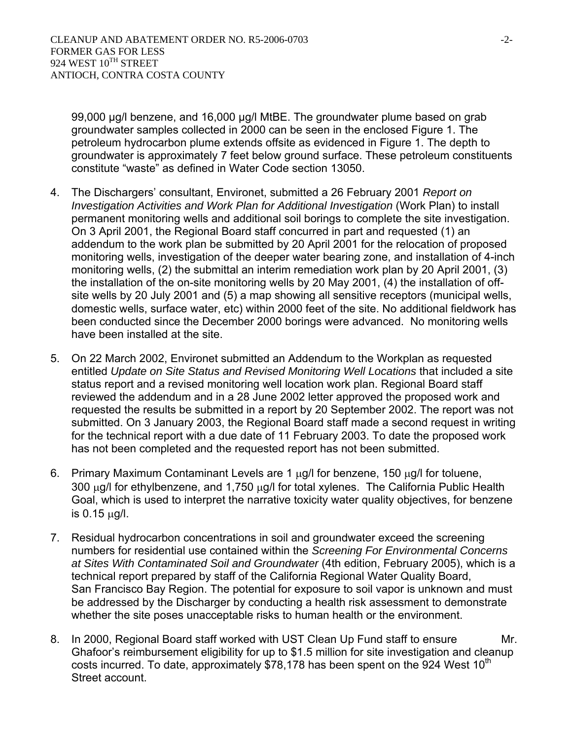99,000 µg/l benzene, and 16,000 µg/l MtBE. The groundwater plume based on grab groundwater samples collected in 2000 can be seen in the enclosed Figure 1. The petroleum hydrocarbon plume extends offsite as evidenced in Figure 1. The depth to groundwater is approximately 7 feet below ground surface. These petroleum constituents constitute "waste" as defined in Water Code section 13050.

4. The Dischargers' consultant, Environet, submitted a 26 February 2001 *Report on Investigation Activities and Work Plan for Additional Investigation* (Work Plan) to install permanent monitoring wells and additional soil borings to complete the site investigation. On 3 April 2001, the Regional Board staff concurred in part and requested (1) an addendum to the work plan be submitted by 20 April 2001 for the relocation of proposed monitoring wells, investigation of the deeper water bearing zone, and installation of 4-inch monitoring wells, (2) the submittal an interim remediation work plan by 20 April 2001, (3) the installation of the on-site monitoring wells by 20 May 2001, (4) the installation of off-site wells by 20 July 2001 and (5) a map showing all sensitive receptors (municipal wells, domestic wells, surface water, etc) within 2000 feet of the site. No additional fieldwork has been conducted since the December 2000 borings were advanced. No monitoring wells have been installed at the site.

5. On 22 March 2002, Environet submitted an Addendum to the Workplan as requested entitled *Update on Site Status and Revised Monitoring Well Locations* that included a site status report and a revised monitoring well location work plan. Regional Board staff reviewed the addendum and in a 28 June 2002 letter approved the proposed work and requested the results be submitted in a report by 20 September 2002. The report was not submitted. On 3 January 2003, the Regional Board staff made a second request in writing for the technical report with a due date of 11 February 2003. To date the proposed work has not been completed and the requested report has not been submitted.

6. Primary Maximum Contaminant Levels are 1 μg/l for benzene, 150 μg/l for toluene, 300 μg/l for ethylbenzene, and 1,750 μg/l for total xylenes. The California Public Health Goal, which is used to interpret the narrative toxicity water quality objectives, for benzene is 0.15 μg/l.

7. Residual hydrocarbon concentrations in soil and groundwater exceed the screening numbers for residential use contained within the *Screening For Environmental Concerns at Sites With Contaminated Soil and Groundwater* (4th edition, February 2005), which is a technical report prepared by staff of the California Regional Water Quality Board, San Francisco Bay Region. The potential for exposure to soil vapor is unknown and must be addressed by the Discharger by conducting a health risk assessment to demonstrate whether the site poses unacceptable risks to human health or the environment.

8. In 2000, Regional Board staff worked with UST Clean Up Fund staff to ensure Mr. Ghafoor's reimbursement eligibility for up to $1.5 million for site investigation and cleanup costs incurred. To date, approximately $78,178 has been spent on the 924 West 10th Street account.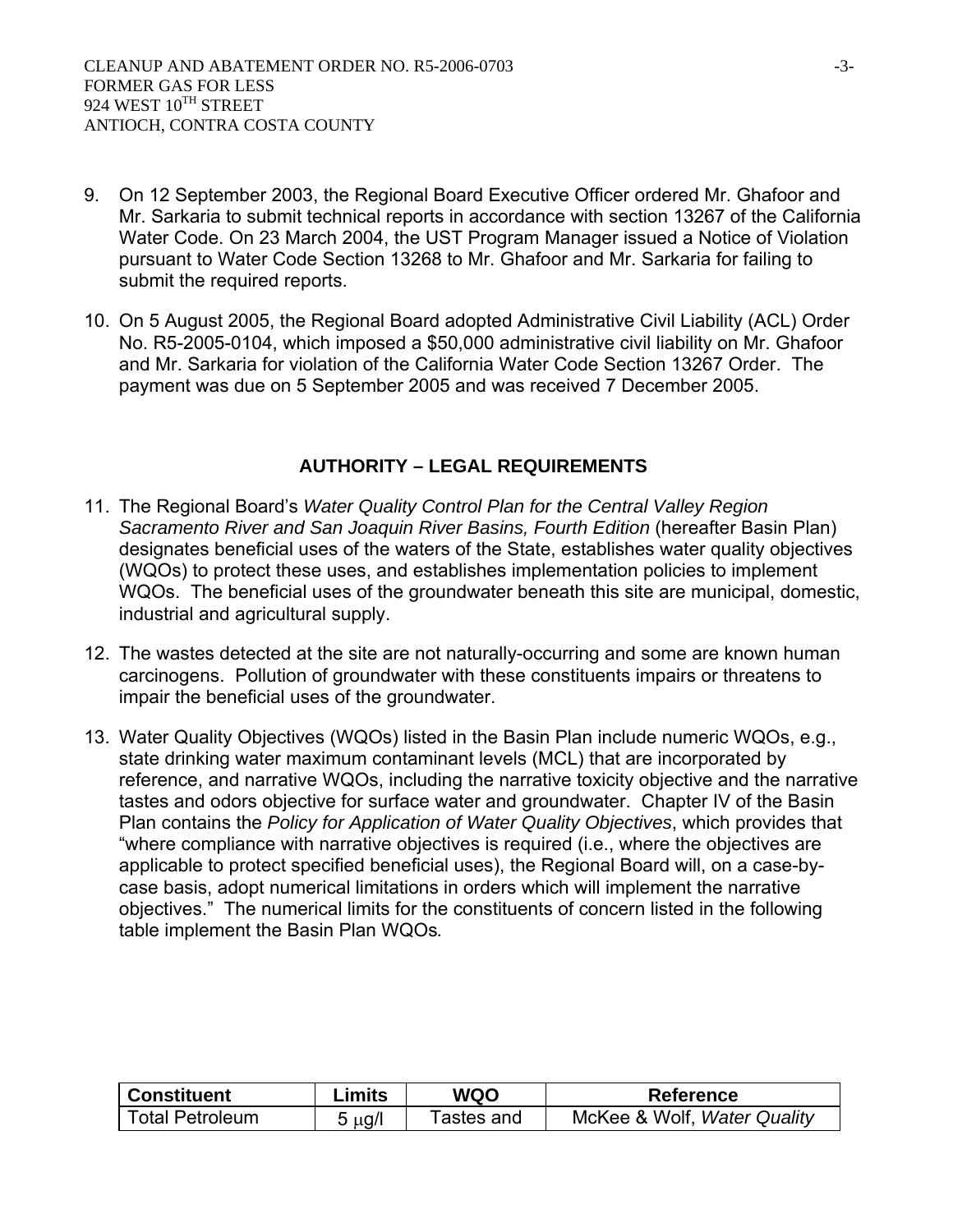9. On 12 September 2003, the Regional Board Executive Officer ordered Mr. Ghafoor and Mr. Sarkaria to submit technical reports in accordance with section 13267 of the California Water Code. On 23 March 2004, the UST Program Manager issued a Notice of Violation pursuant to Water Code Section 13268 to Mr. Ghafoor and Mr. Sarkaria for failing to submit the required reports.

10. On 5 August 2005, the Regional Board adopted Administrative Civil Liability (ACL) Order No. R5-2005-0104, which imposed a $50,000 administrative civil liability on Mr. Ghafoor and Mr. Sarkaria for violation of the California Water Code Section 13267 Order. The payment was due on 5 September 2005 and was received 7 December 2005.

## AUTHORITY – LEGAL REQUIREMENTS

11. The Regional Board's *Water Quality Control Plan for the Central Valley Region Sacramento River and San Joaquin River Basins, Fourth Edition* (hereafter Basin Plan) designates beneficial uses of the waters of the State, establishes water quality objectives (WQOs) to protect these uses, and establishes implementation policies to implement WQOs. The beneficial uses of the groundwater beneath this site are municipal, domestic, industrial and agricultural supply.

12. The wastes detected at the site are not naturally-occurring and some are known human carcinogens. Pollution of groundwater with these constituents impairs or threatens to impair the beneficial uses of the groundwater.

13. Water Quality Objectives (WQOs) listed in the Basin Plan include numeric WQOs, e.g., state drinking water maximum contaminant levels (MCL) that are incorporated by reference, and narrative WQOs, including the narrative toxicity objective and the narrative tastes and odors objective for surface water and groundwater. Chapter IV of the Basin Plan contains the *Policy for Application of Water Quality Objectives*, which provides that "where compliance with narrative objectives is required (i.e., where the objectives are applicable to protect specified beneficial uses), the Regional Board will, on a case-by-case basis, adopt numerical limitations in orders which will implement the narrative objectives." The numerical limits for the constituents of concern listed in the following table implement the Basin Plan WQOs.

| Constituent | Limits | WQO | Reference |
|---|---|---|---|
| Total Petroleum | 5 μg/l | Tastes and | McKee & Wolf, *Water Quality* |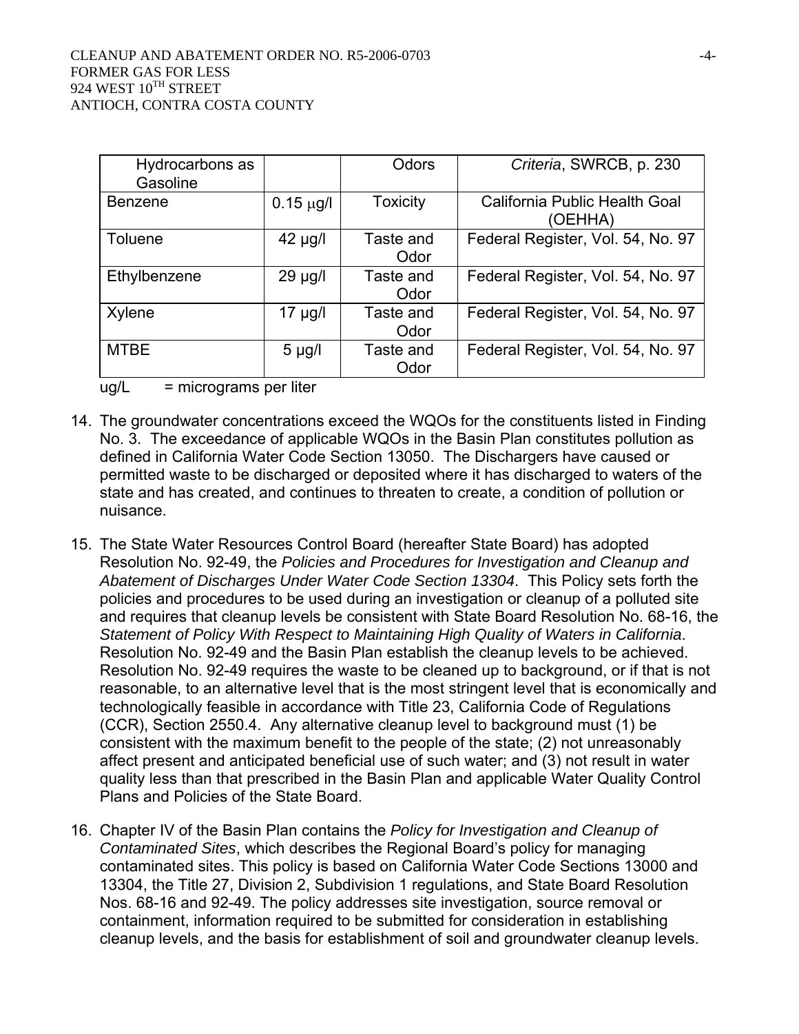| Hydrocarbons as Gasoline | | Odors | *Criteria*, SWRCB, p. 230 |
|---|---|---|---|
| Benzene | 0.15 μg/l | Toxicity | California Public Health Goal (OEHHA) |
| Toluene | 42 μg/l | Taste and Odor | Federal Register, Vol. 54, No. 97 |
| Ethylbenzene | 29 μg/l | Taste and Odor | Federal Register, Vol. 54, No. 97 |
| Xylene | 17 μg/l | Taste and Odor | Federal Register, Vol. 54, No. 97 |
| MTBE | 5 μg/l | Taste and Odor | Federal Register, Vol. 54, No. 97 |

ug/L = micrograms per liter

14. The groundwater concentrations exceed the WQOs for the constituents listed in Finding No. 3. The exceedance of applicable WQOs in the Basin Plan constitutes pollution as defined in California Water Code Section 13050. The Dischargers have caused or permitted waste to be discharged or deposited where it has discharged to waters of the state and has created, and continues to threaten to create, a condition of pollution or nuisance.

15. The State Water Resources Control Board (hereafter State Board) has adopted Resolution No. 92-49, the *Policies and Procedures for Investigation and Cleanup and Abatement of Discharges Under Water Code Section 13304*. This Policy sets forth the policies and procedures to be used during an investigation or cleanup of a polluted site and requires that cleanup levels be consistent with State Board Resolution No. 68-16, the *Statement of Policy With Respect to Maintaining High Quality of Waters in California*. Resolution No. 92-49 and the Basin Plan establish the cleanup levels to be achieved. Resolution No. 92-49 requires the waste to be cleaned up to background, or if that is not reasonable, to an alternative level that is the most stringent level that is economically and technologically feasible in accordance with Title 23, California Code of Regulations (CCR), Section 2550.4. Any alternative cleanup level to background must (1) be consistent with the maximum benefit to the people of the state; (2) not unreasonably affect present and anticipated beneficial use of such water; and (3) not result in water quality less than that prescribed in the Basin Plan and applicable Water Quality Control Plans and Policies of the State Board.

16. Chapter IV of the Basin Plan contains the *Policy for Investigation and Cleanup of Contaminated Sites*, which describes the Regional Board's policy for managing contaminated sites. This policy is based on California Water Code Sections 13000 and 13304, the Title 27, Division 2, Subdivision 1 regulations, and State Board Resolution Nos. 68-16 and 92-49. The policy addresses site investigation, source removal or containment, information required to be submitted for consideration in establishing cleanup levels, and the basis for establishment of soil and groundwater cleanup levels.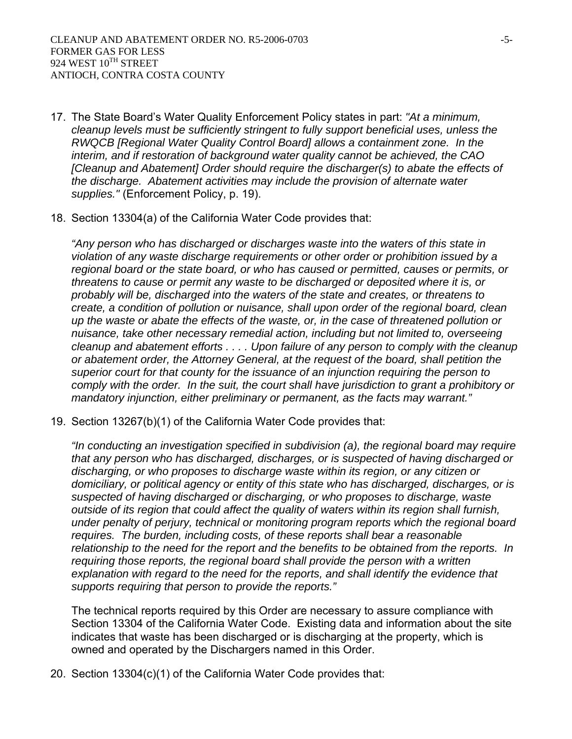17. The State Board's Water Quality Enforcement Policy states in part: *"At a minimum, cleanup levels must be sufficiently stringent to fully support beneficial uses, unless the RWQCB [Regional Water Quality Control Board] allows a containment zone. In the interim, and if restoration of background water quality cannot be achieved, the CAO [Cleanup and Abatement] Order should require the discharger(s) to abate the effects of the discharge. Abatement activities may include the provision of alternate water supplies."* (Enforcement Policy, p. 19).

18. Section 13304(a) of the California Water Code provides that:

    *"Any person who has discharged or discharges waste into the waters of this state in violation of any waste discharge requirements or other order or prohibition issued by a regional board or the state board, or who has caused or permitted, causes or permits, or threatens to cause or permit any waste to be discharged or deposited where it is, or probably will be, discharged into the waters of the state and creates, or threatens to create, a condition of pollution or nuisance, shall upon order of the regional board, clean up the waste or abate the effects of the waste, or, in the case of threatened pollution or nuisance, take other necessary remedial action, including but not limited to, overseeing cleanup and abatement efforts . . . . Upon failure of any person to comply with the cleanup or abatement order, the Attorney General, at the request of the board, shall petition the superior court for that county for the issuance of an injunction requiring the person to comply with the order. In the suit, the court shall have jurisdiction to grant a prohibitory or mandatory injunction, either preliminary or permanent, as the facts may warrant."*

19. Section 13267(b)(1) of the California Water Code provides that:

    *"In conducting an investigation specified in subdivision (a), the regional board may require that any person who has discharged, discharges, or is suspected of having discharged or discharging, or who proposes to discharge waste within its region, or any citizen or domiciliary, or political agency or entity of this state who has discharged, discharges, or is suspected of having discharged or discharging, or who proposes to discharge, waste outside of its region that could affect the quality of waters within its region shall furnish, under penalty of perjury, technical or monitoring program reports which the regional board requires. The burden, including costs, of these reports shall bear a reasonable relationship to the need for the report and the benefits to be obtained from the reports. In requiring those reports, the regional board shall provide the person with a written explanation with regard to the need for the reports, and shall identify the evidence that supports requiring that person to provide the reports."*

    The technical reports required by this Order are necessary to assure compliance with Section 13304 of the California Water Code. Existing data and information about the site indicates that waste has been discharged or is discharging at the property, which is owned and operated by the Dischargers named in this Order.

20. Section 13304(c)(1) of the California Water Code provides that: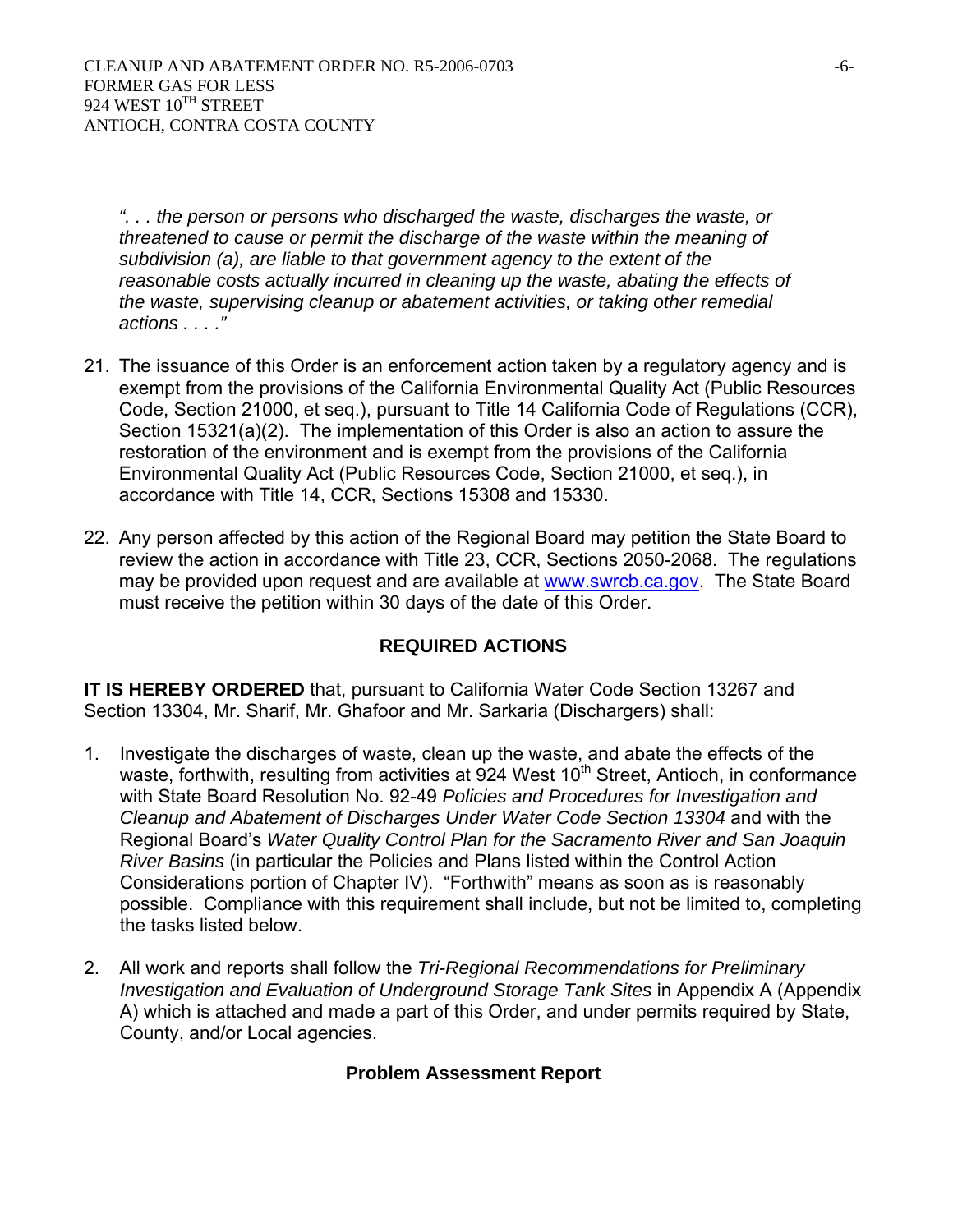*". . . the person or persons who discharged the waste, discharges the waste, or threatened to cause or permit the discharge of the waste within the meaning of subdivision (a), are liable to that government agency to the extent of the reasonable costs actually incurred in cleaning up the waste, abating the effects of the waste, supervising cleanup or abatement activities, or taking other remedial actions . . . ."*

21. The issuance of this Order is an enforcement action taken by a regulatory agency and is exempt from the provisions of the California Environmental Quality Act (Public Resources Code, Section 21000, et seq.), pursuant to Title 14 California Code of Regulations (CCR), Section 15321(a)(2). The implementation of this Order is also an action to assure the restoration of the environment and is exempt from the provisions of the California Environmental Quality Act (Public Resources Code, Section 21000, et seq.), in accordance with Title 14, CCR, Sections 15308 and 15330.

22. Any person affected by this action of the Regional Board may petition the State Board to review the action in accordance with Title 23, CCR, Sections 2050-2068. The regulations may be provided upon request and are available at www.swrcb.ca.gov. The State Board must receive the petition within 30 days of the date of this Order.

## REQUIRED ACTIONS

**IT IS HEREBY ORDERED** that, pursuant to California Water Code Section 13267 and Section 13304, Mr. Sharif, Mr. Ghafoor and Mr. Sarkaria (Dischargers) shall:

1. Investigate the discharges of waste, clean up the waste, and abate the effects of the waste, forthwith, resulting from activities at 924 West 10th Street, Antioch, in conformance with State Board Resolution No. 92-49 *Policies and Procedures for Investigation and Cleanup and Abatement of Discharges Under Water Code Section 13304* and with the Regional Board's *Water Quality Control Plan for the Sacramento River and San Joaquin River Basins* (in particular the Policies and Plans listed within the Control Action Considerations portion of Chapter IV). "Forthwith" means as soon as is reasonably possible. Compliance with this requirement shall include, but not be limited to, completing the tasks listed below.

2. All work and reports shall follow the *Tri-Regional Recommendations for Preliminary Investigation and Evaluation of Underground Storage Tank Sites* in Appendix A (Appendix A) which is attached and made a part of this Order, and under permits required by State, County, and/or Local agencies.

### Problem Assessment Report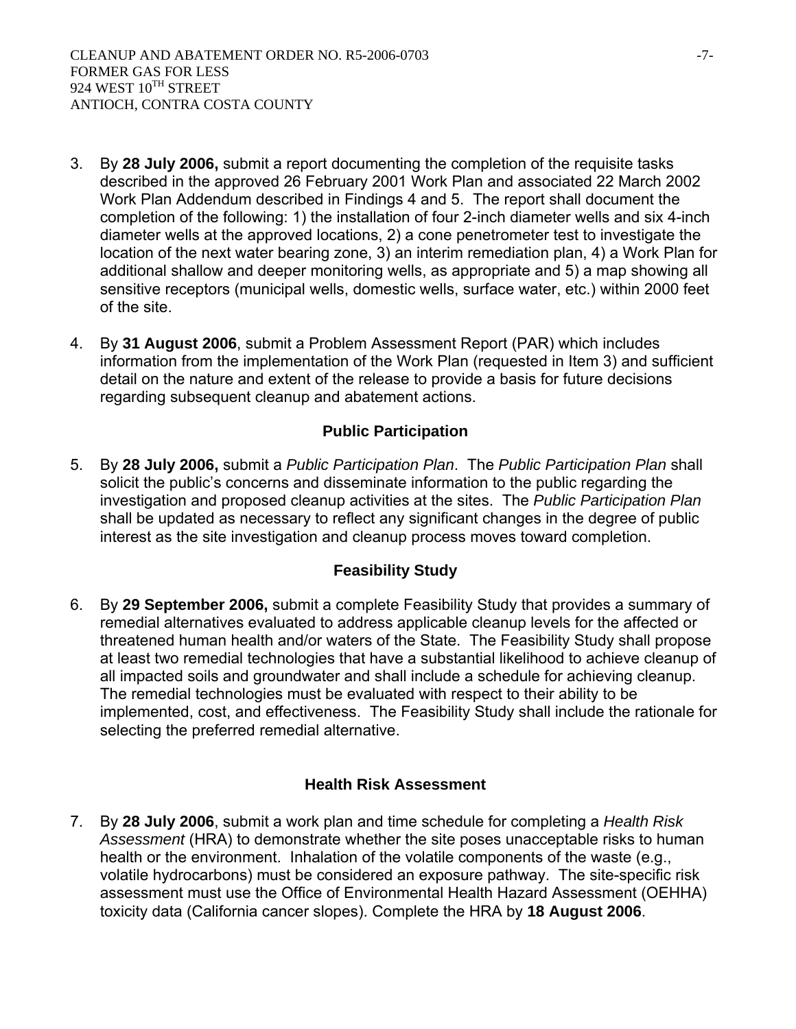3. By **28 July 2006,** submit a report documenting the completion of the requisite tasks described in the approved 26 February 2001 Work Plan and associated 22 March 2002 Work Plan Addendum described in Findings 4 and 5. The report shall document the completion of the following: 1) the installation of four 2-inch diameter wells and six 4-inch diameter wells at the approved locations, 2) a cone penetrometer test to investigate the location of the next water bearing zone, 3) an interim remediation plan, 4) a Work Plan for additional shallow and deeper monitoring wells, as appropriate and 5) a map showing all sensitive receptors (municipal wells, domestic wells, surface water, etc.) within 2000 feet of the site.

4. By **31 August 2006**, submit a Problem Assessment Report (PAR) which includes information from the implementation of the Work Plan (requested in Item 3) and sufficient detail on the nature and extent of the release to provide a basis for future decisions regarding subsequent cleanup and abatement actions.

### Public Participation

5. By **28 July 2006,** submit a *Public Participation Plan*. The *Public Participation Plan* shall solicit the public's concerns and disseminate information to the public regarding the investigation and proposed cleanup activities at the sites. The *Public Participation Plan* shall be updated as necessary to reflect any significant changes in the degree of public interest as the site investigation and cleanup process moves toward completion.

### Feasibility Study

6. By **29 September 2006,** submit a complete Feasibility Study that provides a summary of remedial alternatives evaluated to address applicable cleanup levels for the affected or threatened human health and/or waters of the State. The Feasibility Study shall propose at least two remedial technologies that have a substantial likelihood to achieve cleanup of all impacted soils and groundwater and shall include a schedule for achieving cleanup. The remedial technologies must be evaluated with respect to their ability to be implemented, cost, and effectiveness. The Feasibility Study shall include the rationale for selecting the preferred remedial alternative.

### Health Risk Assessment

7. By **28 July 2006**, submit a work plan and time schedule for completing a *Health Risk Assessment* (HRA) to demonstrate whether the site poses unacceptable risks to human health or the environment. Inhalation of the volatile components of the waste (e.g., volatile hydrocarbons) must be considered an exposure pathway. The site-specific risk assessment must use the Office of Environmental Health Hazard Assessment (OEHHA) toxicity data (California cancer slopes). Complete the HRA by **18 August 2006**.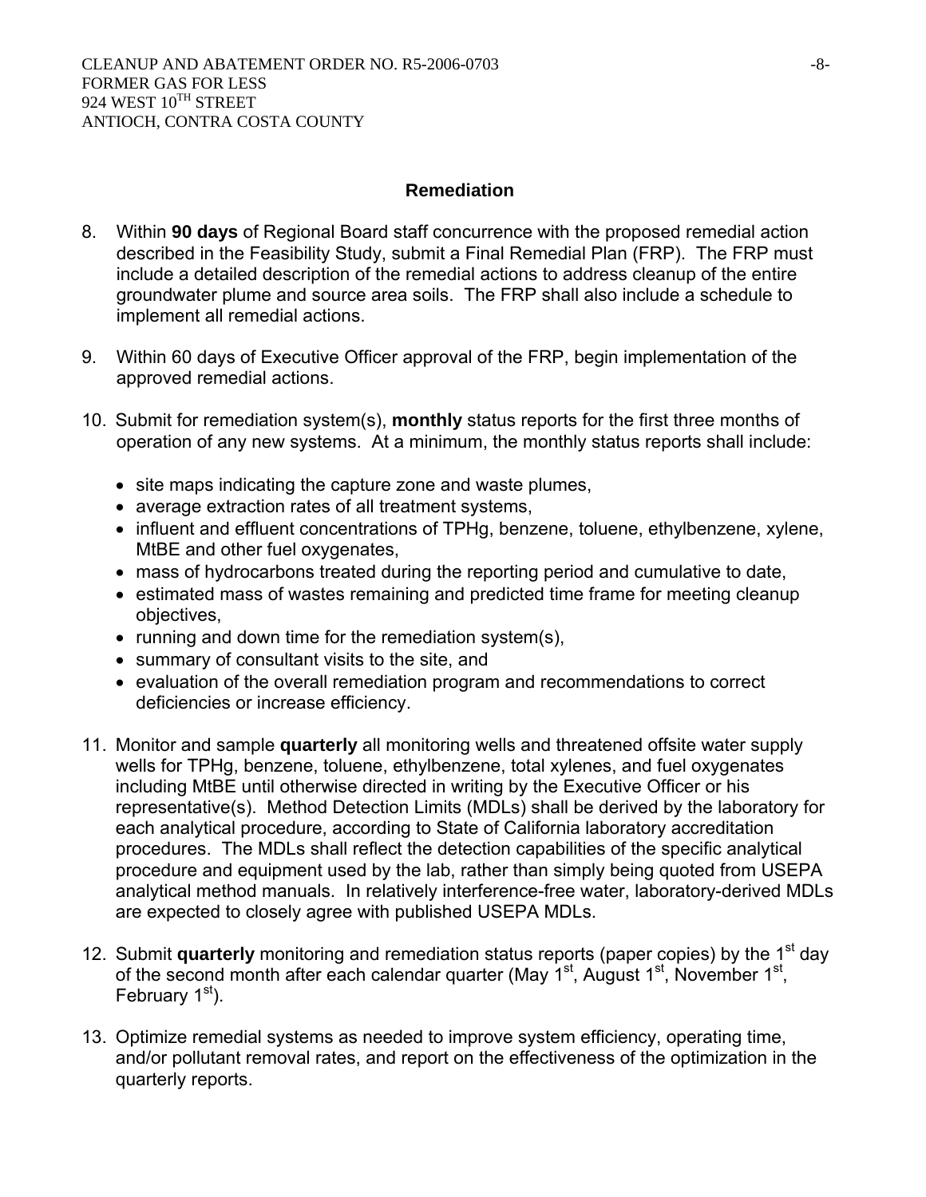## Remediation

8. Within **90 days** of Regional Board staff concurrence with the proposed remedial action described in the Feasibility Study, submit a Final Remedial Plan (FRP). The FRP must include a detailed description of the remedial actions to address cleanup of the entire groundwater plume and source area soils. The FRP shall also include a schedule to implement all remedial actions.

9. Within 60 days of Executive Officer approval of the FRP, begin implementation of the approved remedial actions.

10. Submit for remediation system(s), **monthly** status reports for the first three months of operation of any new systems. At a minimum, the monthly status reports shall include:

    - site maps indicating the capture zone and waste plumes,
    - average extraction rates of all treatment systems,
    - influent and effluent concentrations of TPHg, benzene, toluene, ethylbenzene, xylene, MtBE and other fuel oxygenates,
    - mass of hydrocarbons treated during the reporting period and cumulative to date,
    - estimated mass of wastes remaining and predicted time frame for meeting cleanup objectives,
    - running and down time for the remediation system(s),
    - summary of consultant visits to the site, and
    - evaluation of the overall remediation program and recommendations to correct deficiencies or increase efficiency.

11. Monitor and sample **quarterly** all monitoring wells and threatened offsite water supply wells for TPHg, benzene, toluene, ethylbenzene, total xylenes, and fuel oxygenates including MtBE until otherwise directed in writing by the Executive Officer or his representative(s). Method Detection Limits (MDLs) shall be derived by the laboratory for each analytical procedure, according to State of California laboratory accreditation procedures. The MDLs shall reflect the detection capabilities of the specific analytical procedure and equipment used by the lab, rather than simply being quoted from USEPA analytical method manuals. In relatively interference-free water, laboratory-derived MDLs are expected to closely agree with published USEPA MDLs.

12. Submit **quarterly** monitoring and remediation status reports (paper copies) by the 1st day of the second month after each calendar quarter (May 1st, August 1st, November 1st, February 1st).

13. Optimize remedial systems as needed to improve system efficiency, operating time, and/or pollutant removal rates, and report on the effectiveness of the optimization in the quarterly reports.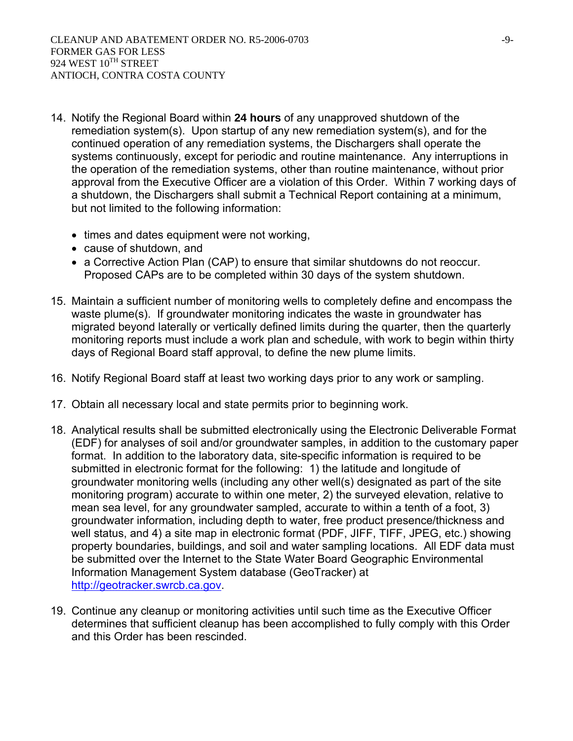14. Notify the Regional Board within **24 hours** of any unapproved shutdown of the remediation system(s). Upon startup of any new remediation system(s), and for the continued operation of any remediation systems, the Dischargers shall operate the systems continuously, except for periodic and routine maintenance. Any interruptions in the operation of the remediation systems, other than routine maintenance, without prior approval from the Executive Officer are a violation of this Order. Within 7 working days of a shutdown, the Dischargers shall submit a Technical Report containing at a minimum, but not limited to the following information:

    - times and dates equipment were not working,
    - cause of shutdown, and
    - a Corrective Action Plan (CAP) to ensure that similar shutdowns do not reoccur. Proposed CAPs are to be completed within 30 days of the system shutdown.

15. Maintain a sufficient number of monitoring wells to completely define and encompass the waste plume(s). If groundwater monitoring indicates the waste in groundwater has migrated beyond laterally or vertically defined limits during the quarter, then the quarterly monitoring reports must include a work plan and schedule, with work to begin within thirty days of Regional Board staff approval, to define the new plume limits.

16. Notify Regional Board staff at least two working days prior to any work or sampling.

17. Obtain all necessary local and state permits prior to beginning work.

18. Analytical results shall be submitted electronically using the Electronic Deliverable Format (EDF) for analyses of soil and/or groundwater samples, in addition to the customary paper format. In addition to the laboratory data, site-specific information is required to be submitted in electronic format for the following: 1) the latitude and longitude of groundwater monitoring wells (including any other well(s) designated as part of the site monitoring program) accurate to within one meter, 2) the surveyed elevation, relative to mean sea level, for any groundwater sampled, accurate to within a tenth of a foot, 3) groundwater information, including depth to water, free product presence/thickness and well status, and 4) a site map in electronic format (PDF, JIFF, TIFF, JPEG, etc.) showing property boundaries, buildings, and soil and water sampling locations. All EDF data must be submitted over the Internet to the State Water Board Geographic Environmental Information Management System database (GeoTracker) at http://geotracker.swrcb.ca.gov.

19. Continue any cleanup or monitoring activities until such time as the Executive Officer determines that sufficient cleanup has been accomplished to fully comply with this Order and this Order has been rescinded.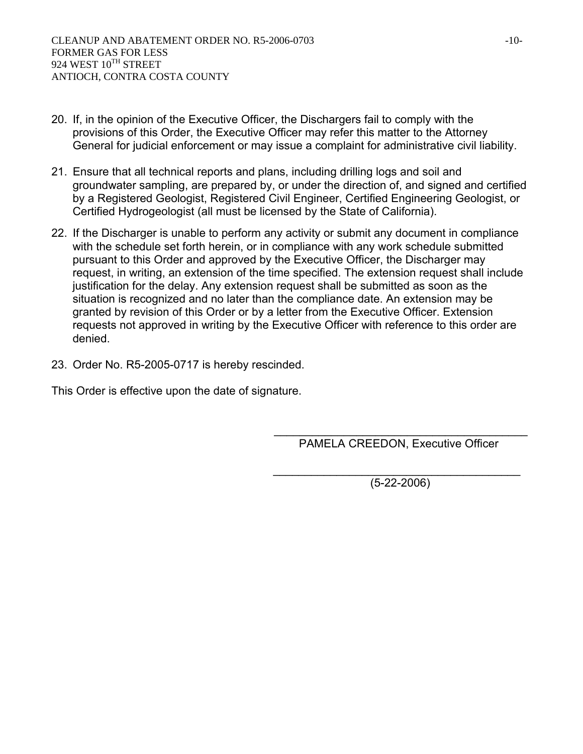20. If, in the opinion of the Executive Officer, the Dischargers fail to comply with the provisions of this Order, the Executive Officer may refer this matter to the Attorney General for judicial enforcement or may issue a complaint for administrative civil liability.

21. Ensure that all technical reports and plans, including drilling logs and soil and groundwater sampling, are prepared by, or under the direction of, and signed and certified by a Registered Geologist, Registered Civil Engineer, Certified Engineering Geologist, or Certified Hydrogeologist (all must be licensed by the State of California).

22. If the Discharger is unable to perform any activity or submit any document in compliance with the schedule set forth herein, or in compliance with any work schedule submitted pursuant to this Order and approved by the Executive Officer, the Discharger may request, in writing, an extension of the time specified. The extension request shall include justification for the delay. Any extension request shall be submitted as soon as the situation is recognized and no later than the compliance date. An extension may be granted by revision of this Order or by a letter from the Executive Officer. Extension requests not approved in writing by the Executive Officer with reference to this order are denied.

23. Order No. R5-2005-0717 is hereby rescinded.

This Order is effective upon the date of signature.

\_\_\_\_\_\_\_\_\_\_\_\_\_\_\_\_\_\_\_\_\_\_\_\_\_\_\_\_\_\_\_\_\_\_\_\_\_\_\_\_

PAMELA CREEDON, Executive Officer

\_\_\_\_\_\_\_\_\_\_\_\_\_\_\_\_\_\_\_\_\_\_\_\_\_\_\_\_\_\_\_\_\_\_\_\_\_\_\_\_

(5-22-2006)